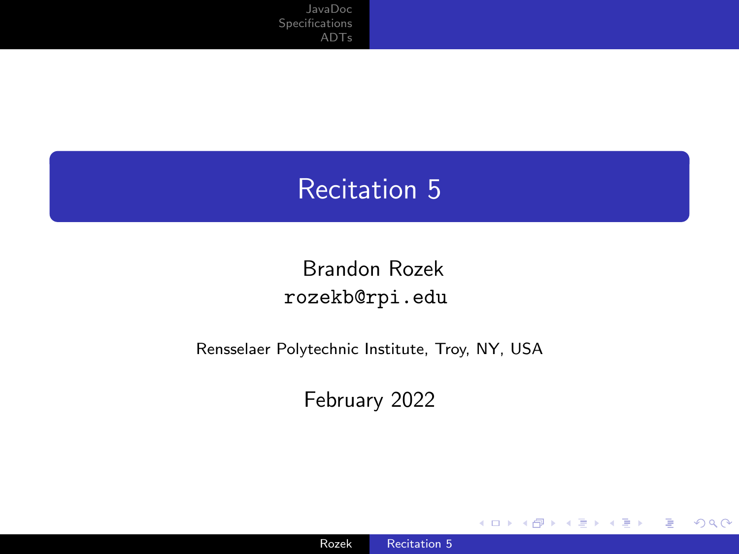# Recitation 5

Brandon Rozek

rozekb@rpi.edu

Rensselaer Polytechnic Institute, Troy, NY, USA

February 2022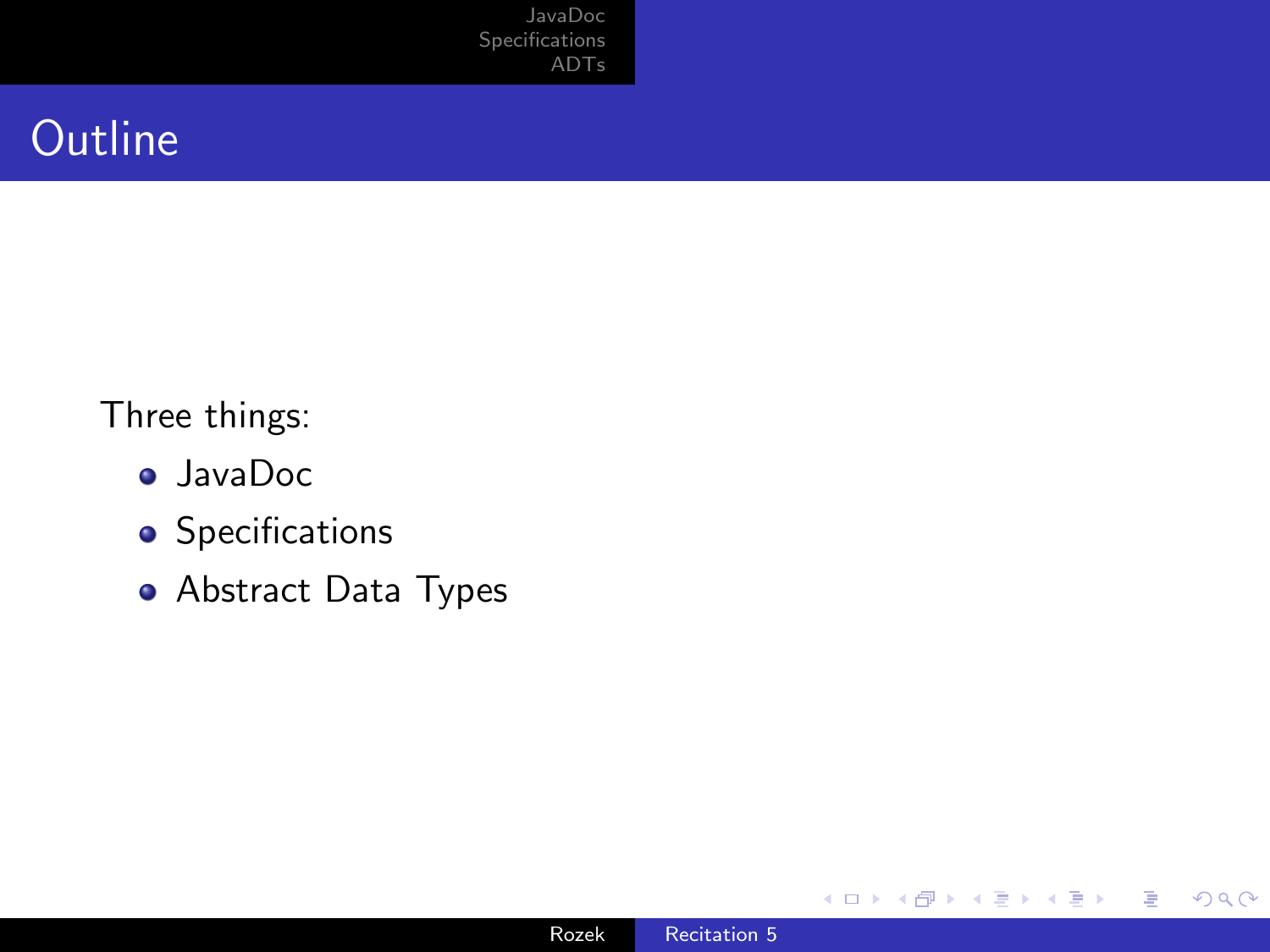# Outline

Three things:

- JavaDoc
- Specifications
- Abstract Data Types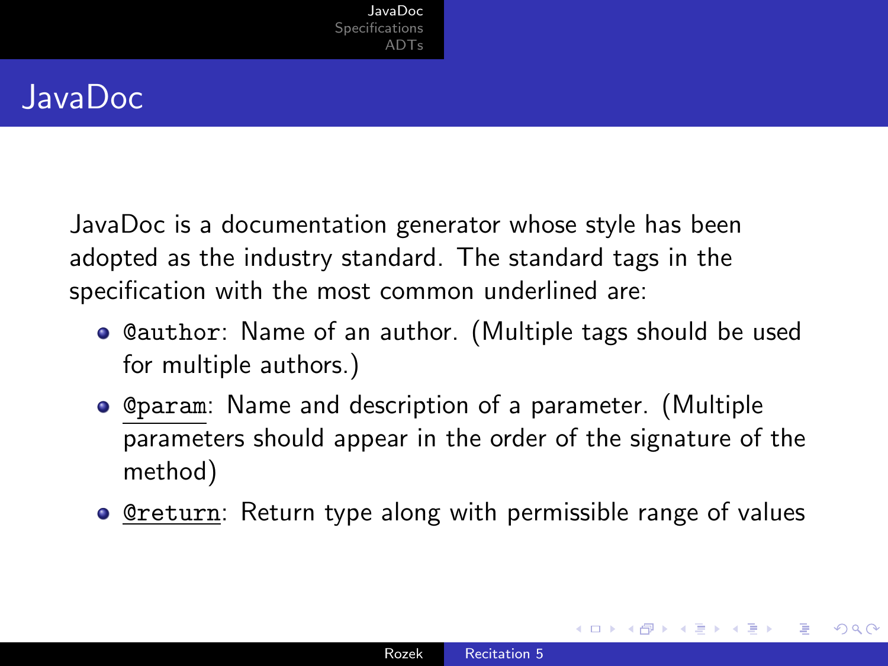# JavaDoc

JavaDoc is a documentation generator whose style has been adopted as the industry standard. The standard tags in the specification with the most common underlined are:

- `@author`: Name of an author. (Multiple tags should be used for multiple authors.)
- <u>`@param`</u>: Name and description of a parameter. (Multiple parameters should appear in the order of the signature of the method)
- <u>`@return`</u>: Return type along with permissible range of values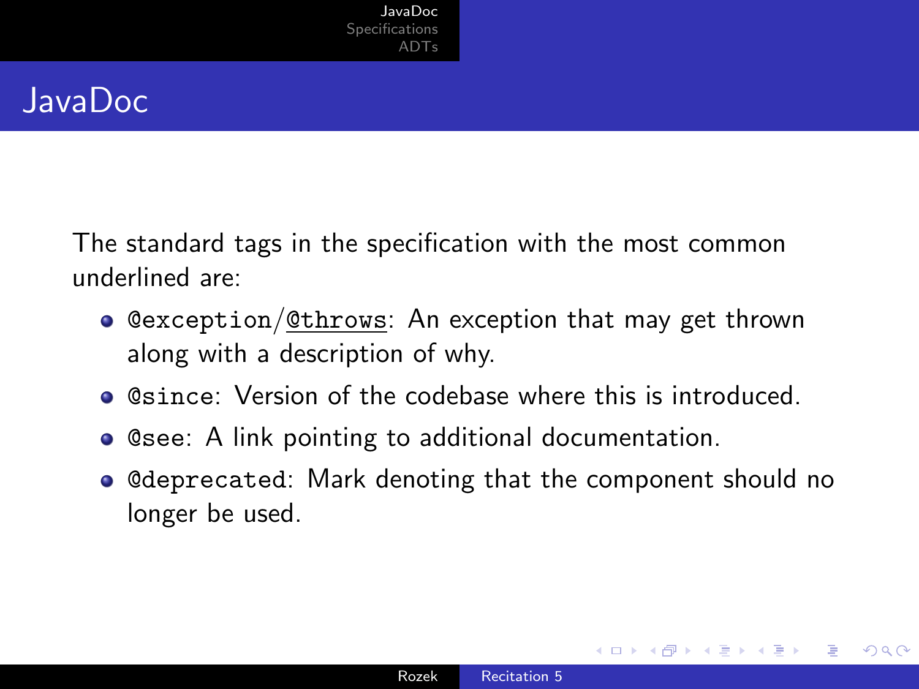# JavaDoc

The standard tags in the specification with the most common underlined are:

- `@exception`/<u>`@throws`</u>: An exception that may get thrown along with a description of why.
- `@since`: Version of the codebase where this is introduced.
- `@see`: A link pointing to additional documentation.
- `@deprecated`: Mark denoting that the component should no longer be used.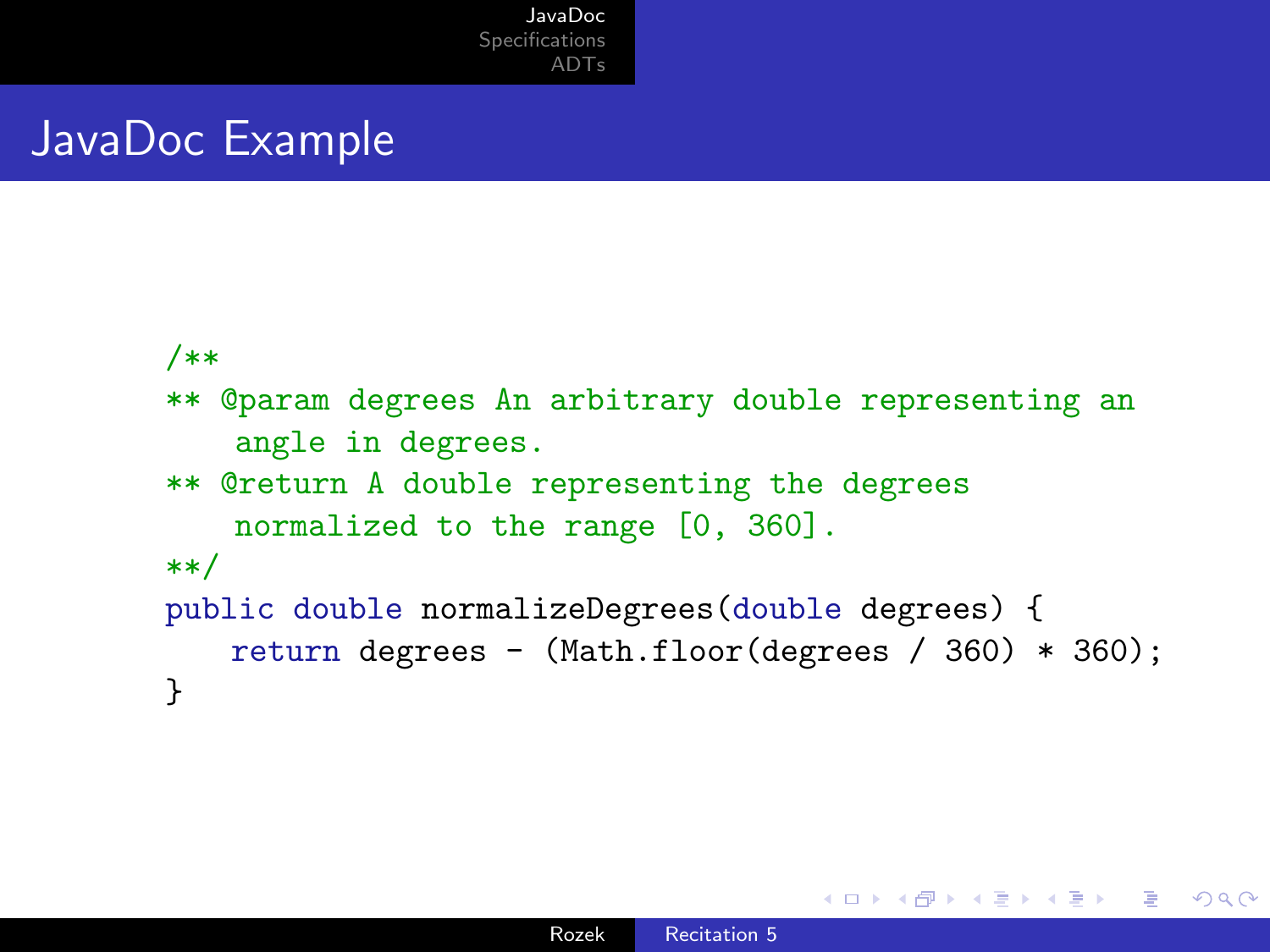# JavaDoc Example

```java
/**
** @param degrees An arbitrary double representing an
    angle in degrees.
** @return A double representing the degrees
    normalized to the range [0, 360].
**/
public double normalizeDegrees(double degrees) {
    return degrees - (Math.floor(degrees / 360) * 360);
}
```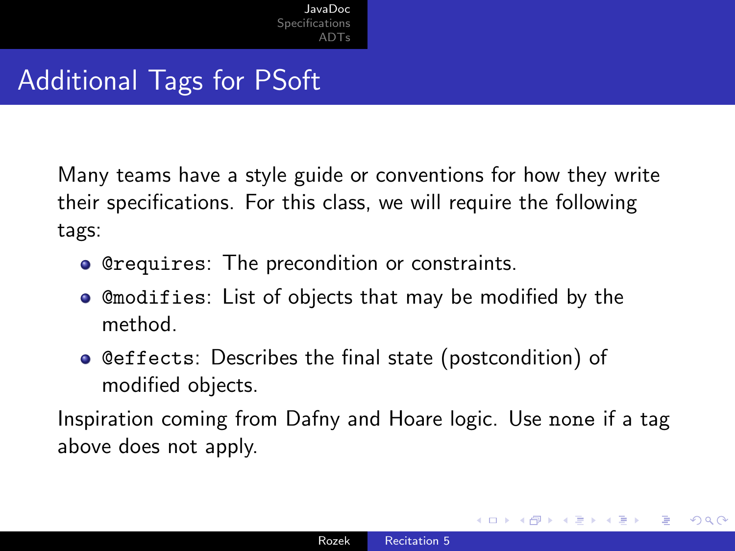# Additional Tags for PSoft

Many teams have a style guide or conventions for how they write their specifications. For this class, we will require the following tags:

- `@requires`: The precondition or constraints.
- `@modifies`: List of objects that may be modified by the method.
- `@effects`: Describes the final state (postcondition) of modified objects.

Inspiration coming from Dafny and Hoare logic. Use `none` if a tag above does not apply.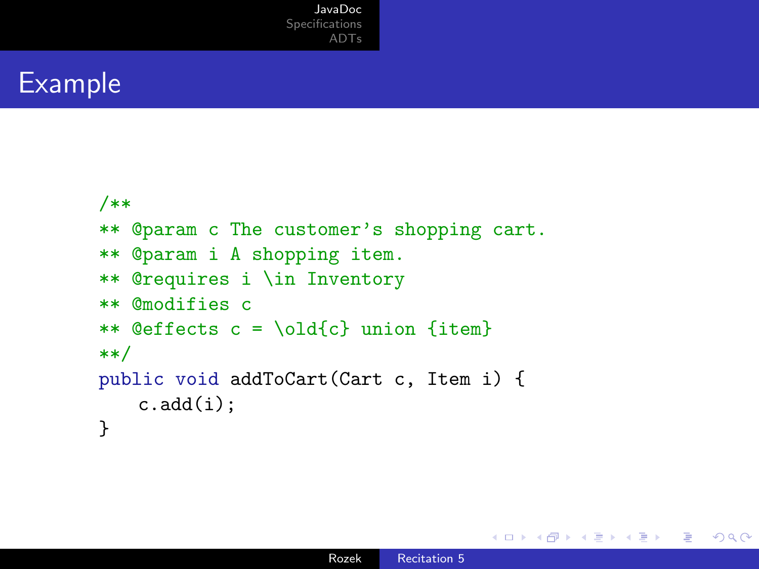# Example

```java
/**
** @param c The customer's shopping cart.
** @param i A shopping item.
** @requires i \in Inventory
** @modifies c
** @effects c = \old{c} union {item}
**/
public void addToCart(Cart c, Item i) {
    c.add(i);
}
```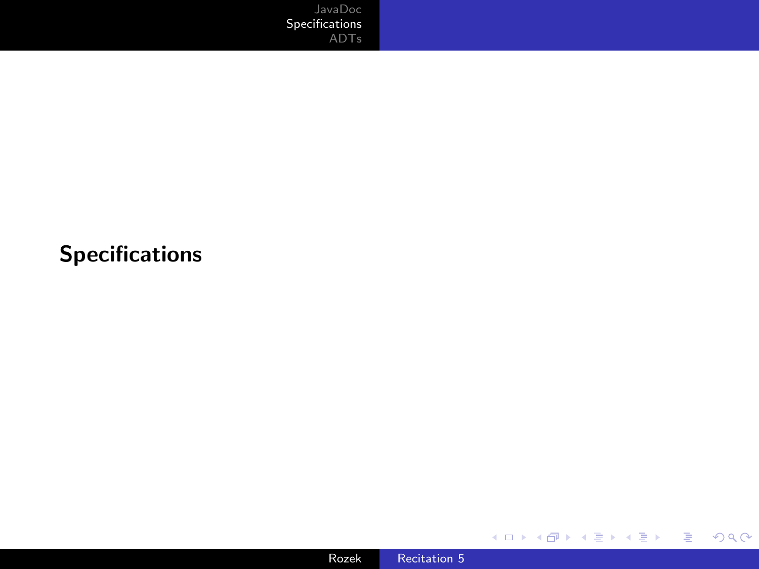# Specifications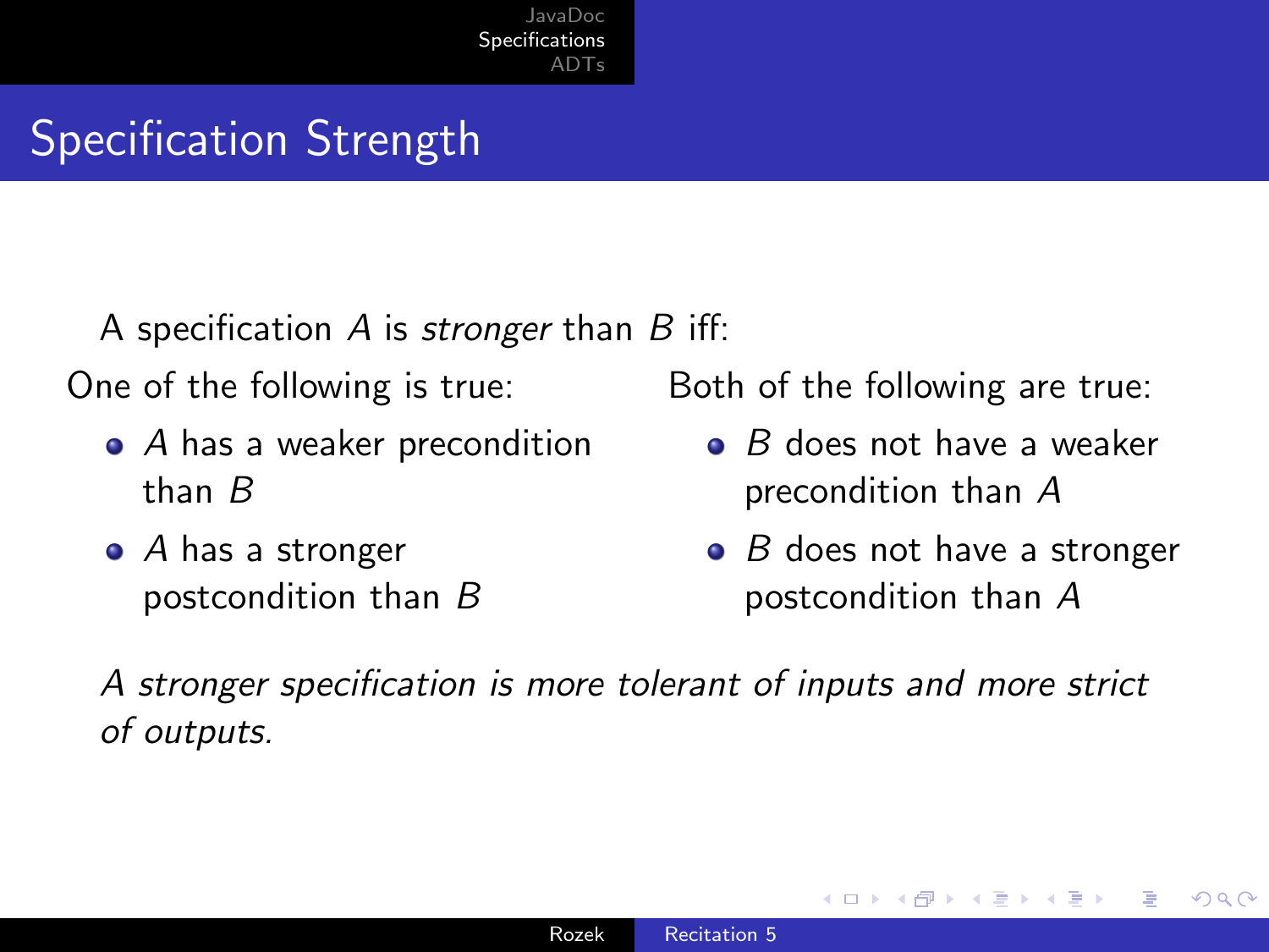# Specification Strength

A specification $A$ is *stronger* than $B$ iff:

One of the following is true:

- $A$ has a weaker precondition than $B$
- $A$ has a stronger postcondition than $B$

Both of the following are true:

- $B$ does not have a weaker precondition than $A$
- $B$ does not have a stronger postcondition than $A$

*A stronger specification is more tolerant of inputs and more strict of outputs.*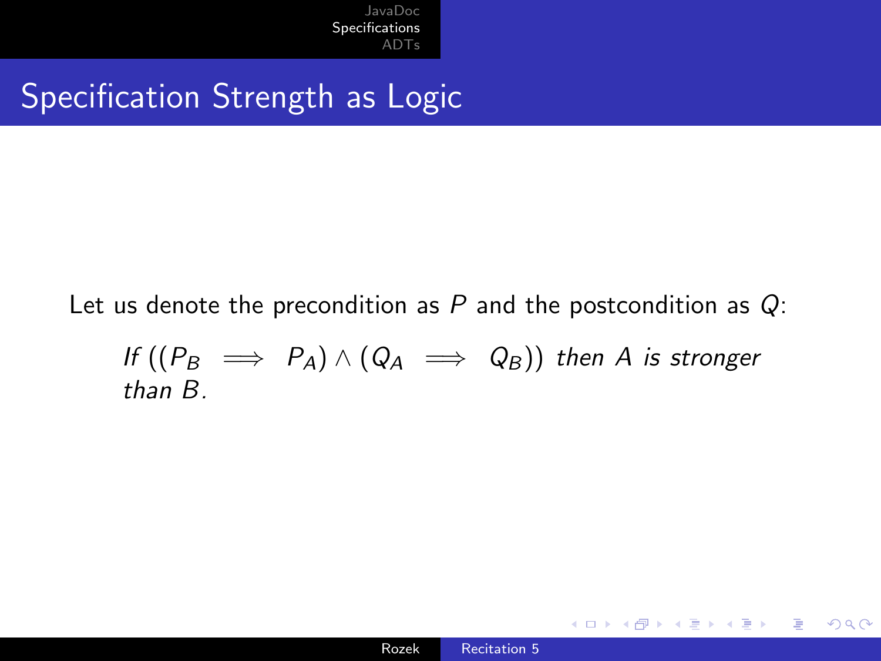# Specification Strength as Logic

Let us denote the precondition as $P$ and the postcondition as $Q$:

*If* $((P_B \implies P_A) \wedge (Q_A \implies Q_B))$ *then* $A$ *is stronger than* $B$.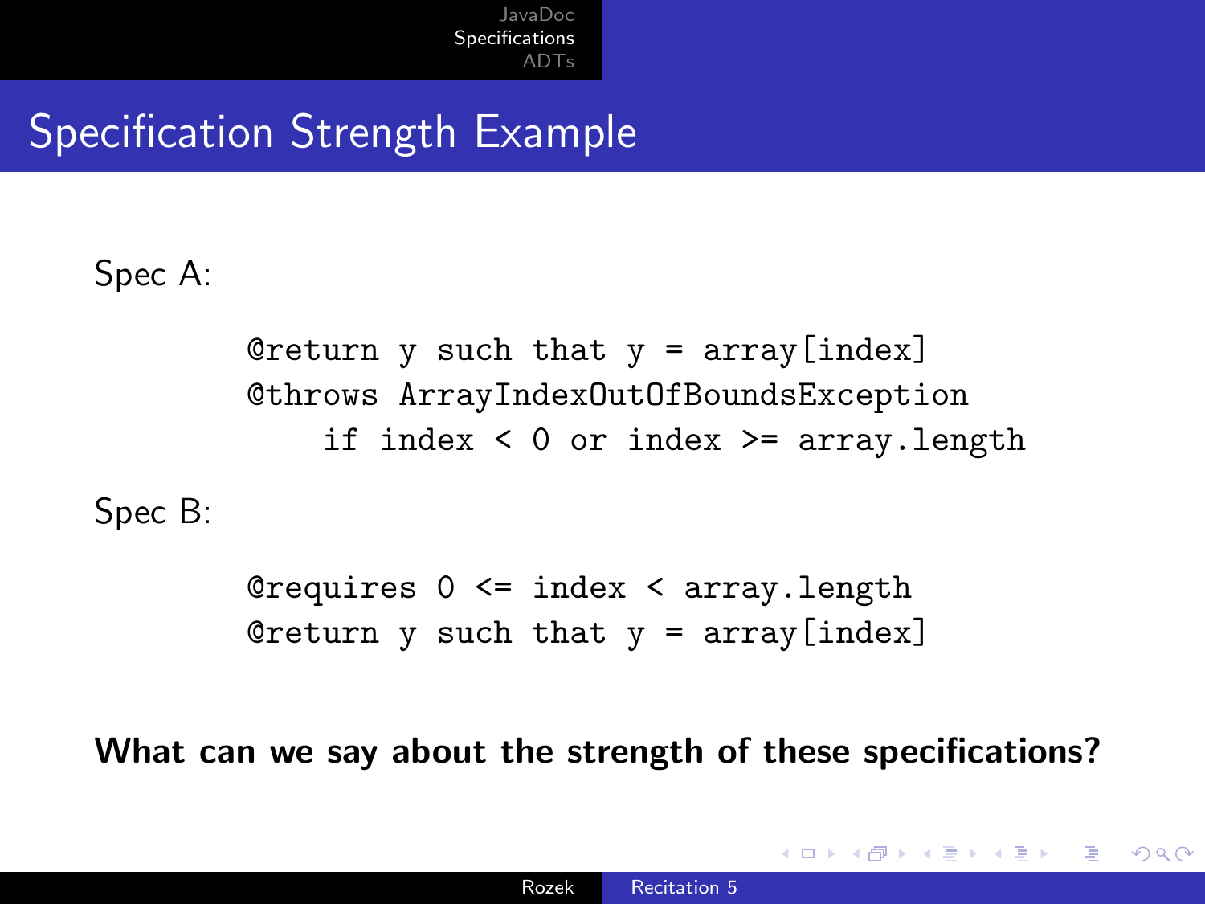# Specification Strength Example

Spec A:

```
@return y such that y = array[index]
@throws ArrayIndexOutOfBoundsException
    if index < 0 or index >= array.length
```

Spec B:

```
@requires 0 <= index < array.length
@return y such that y = array[index]
```

**What can we say about the strength of these specifications?**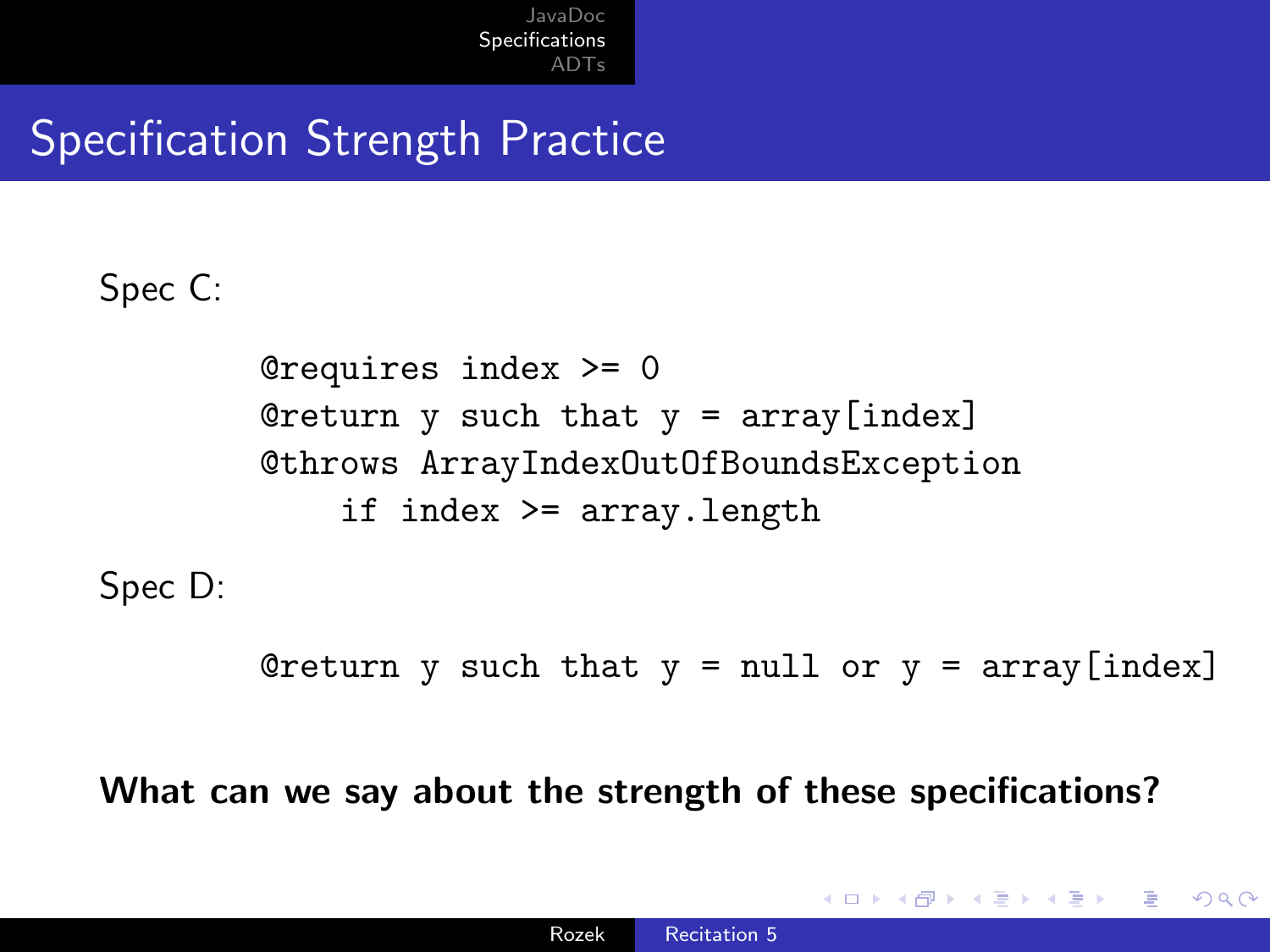# Specification Strength Practice

Spec C:

```
@requires index >= 0
@return y such that y = array[index]
@throws ArrayIndexOutOfBoundsException
    if index >= array.length
```

Spec D:

```
@return y such that y = null or y = array[index]
```

**What can we say about the strength of these specifications?**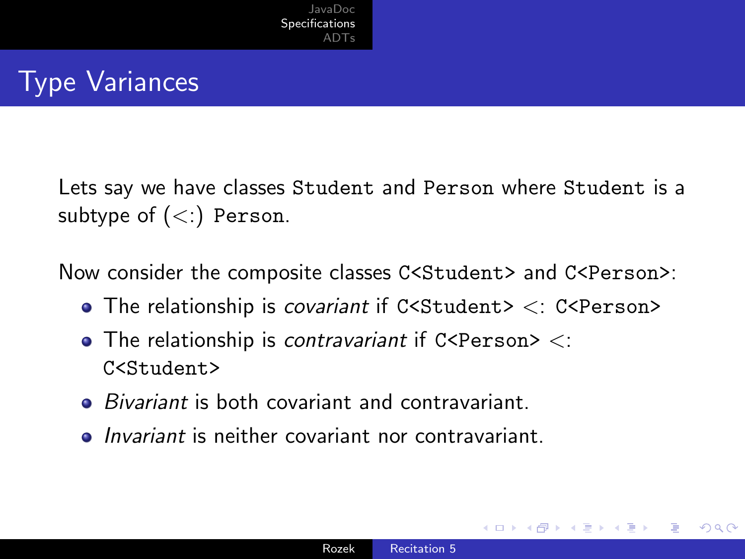# Type Variances

Lets say we have classes `Student` and `Person` where `Student` is a subtype of ($<:$) `Person`.

Now consider the composite classes `C<Student>` and `C<Person>`:

- The relationship is *covariant* if `C<Student>` $<:$ `C<Person>`
- The relationship is *contravariant* if `C<Person>` $<:$ `C<Student>`
- *Bivariant* is both covariant and contravariant.
- *Invariant* is neither covariant nor contravariant.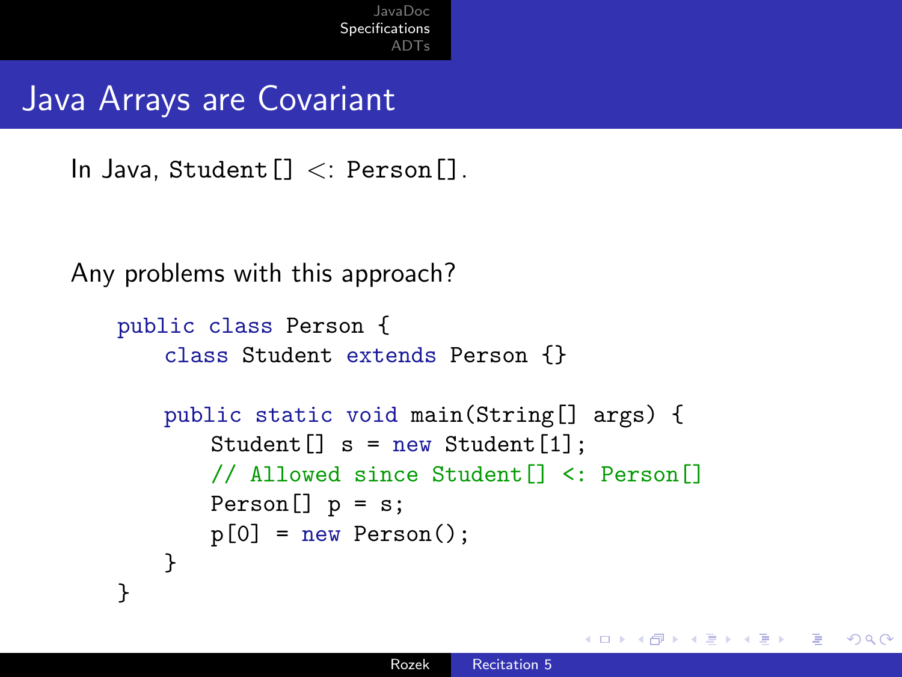# Java Arrays are Covariant

In Java, `Student[] <: Person[]`.

Any problems with this approach?

```java
public class Person {
    class Student extends Person {}

    public static void main(String[] args) {
        Student[] s = new Student[1];
        // Allowed since Student[] <: Person[]
        Person[] p = s;
        p[0] = new Person();
    }
}
```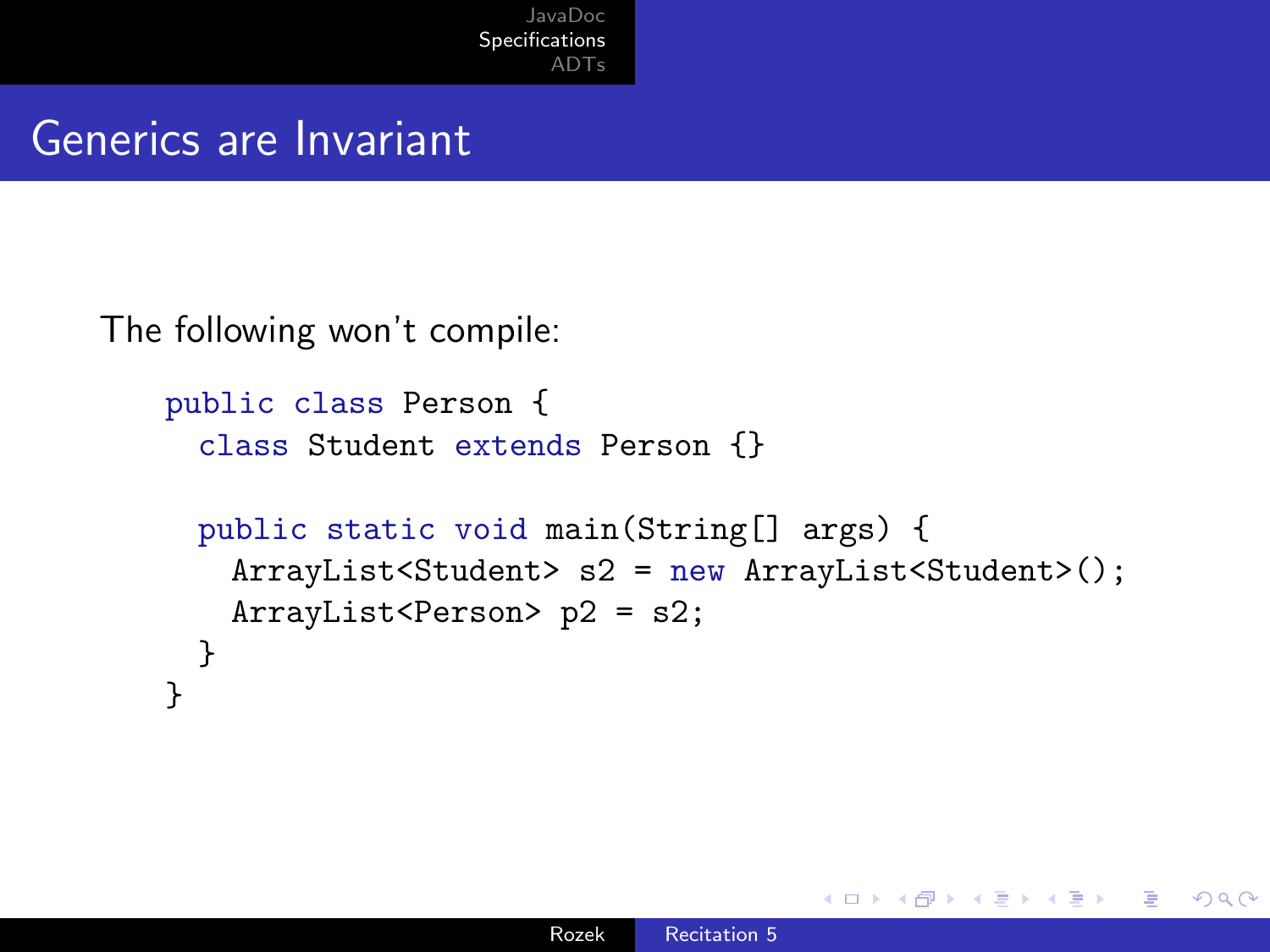# Generics are Invariant

The following won't compile:

```
public class Person {
  class Student extends Person {}

  public static void main(String[] args) {
    ArrayList<Student> s2 = new ArrayList<Student>();
    ArrayList<Person> p2 = s2;
  }
}
```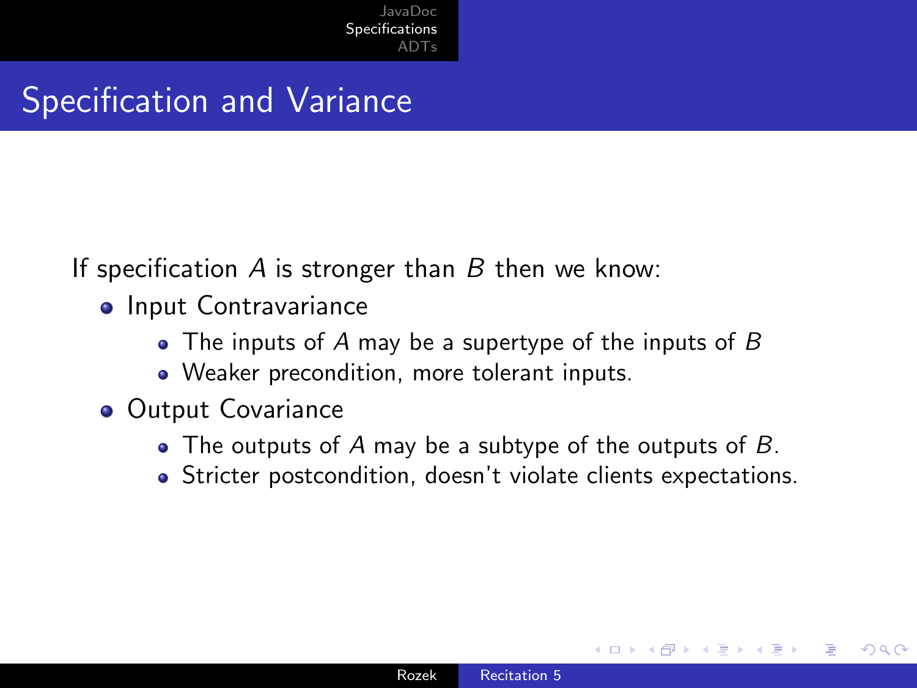# Specification and Variance

If specification $A$ is stronger than $B$ then we know:

- Input Contravariance
  - The inputs of $A$ may be a supertype of the inputs of $B$
  - Weaker precondition, more tolerant inputs.
- Output Covariance
  - The outputs of $A$ may be a subtype of the outputs of $B$.
  - Stricter postcondition, doesn't violate clients expectations.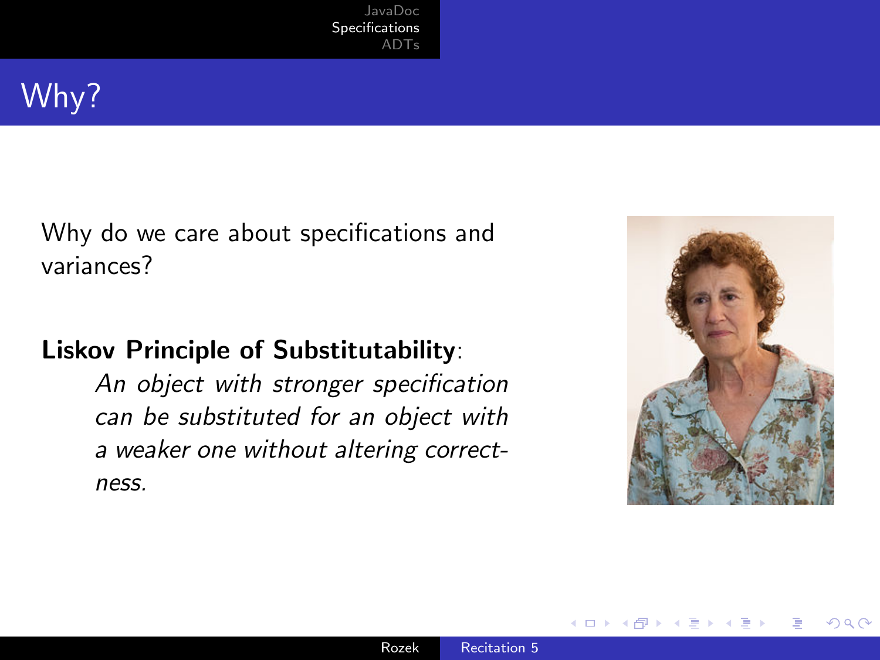# Why?

Why do we care about specifications and variances?

**Liskov Principle of Substitutability**:

> *An object with stronger specification can be substituted for an object with a weaker one without altering correctness.*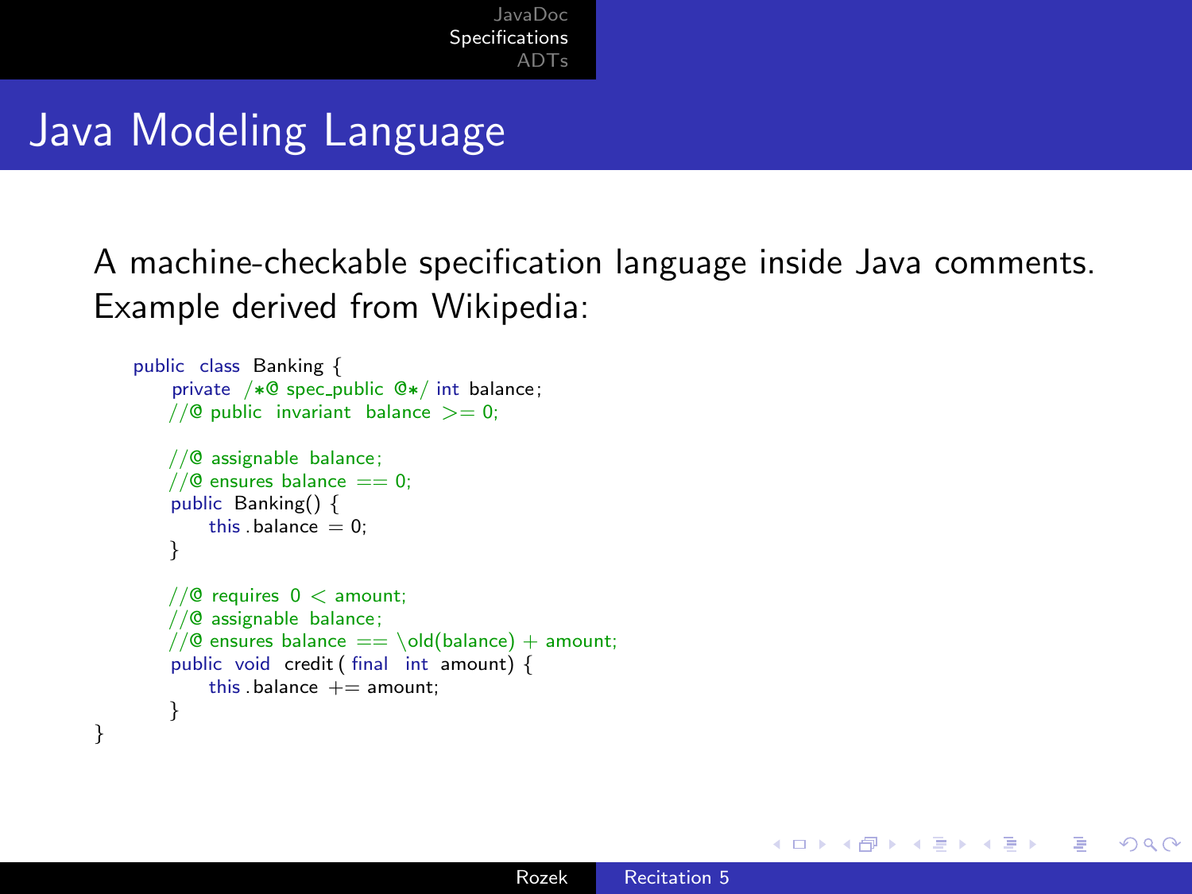# Java Modeling Language

A machine-checkable specification language inside Java comments. Example derived from Wikipedia:

```java
public class Banking {
    private /*@ spec_public @*/ int balance;
    //@ public invariant balance >= 0;

    //@ assignable balance;
    //@ ensures balance == 0;
    public Banking() {
        this.balance = 0;
    }

    //@ requires 0 < amount;
    //@ assignable balance;
    //@ ensures balance == \old(balance) + amount;
    public void credit(final int amount) {
        this.balance += amount;
    }
}
```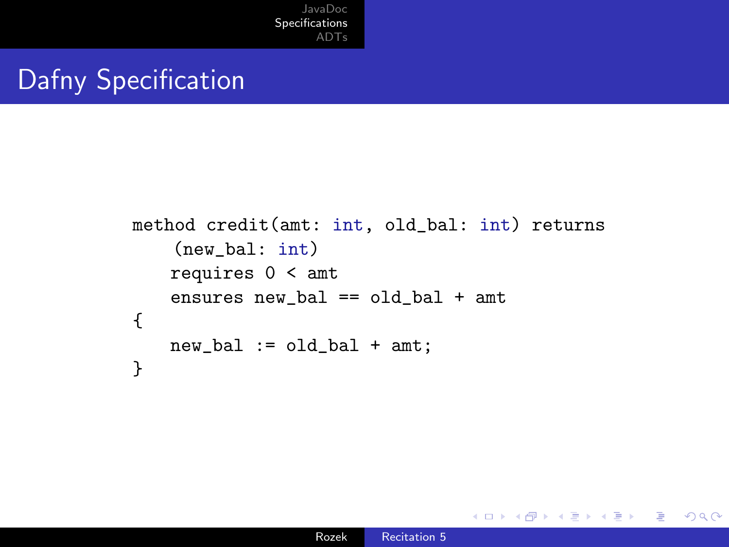# Dafny Specification

```
method credit(amt: int, old_bal: int) returns
    (new_bal: int)
    requires 0 < amt
    ensures new_bal == old_bal + amt
{
    new_bal := old_bal + amt;
}
```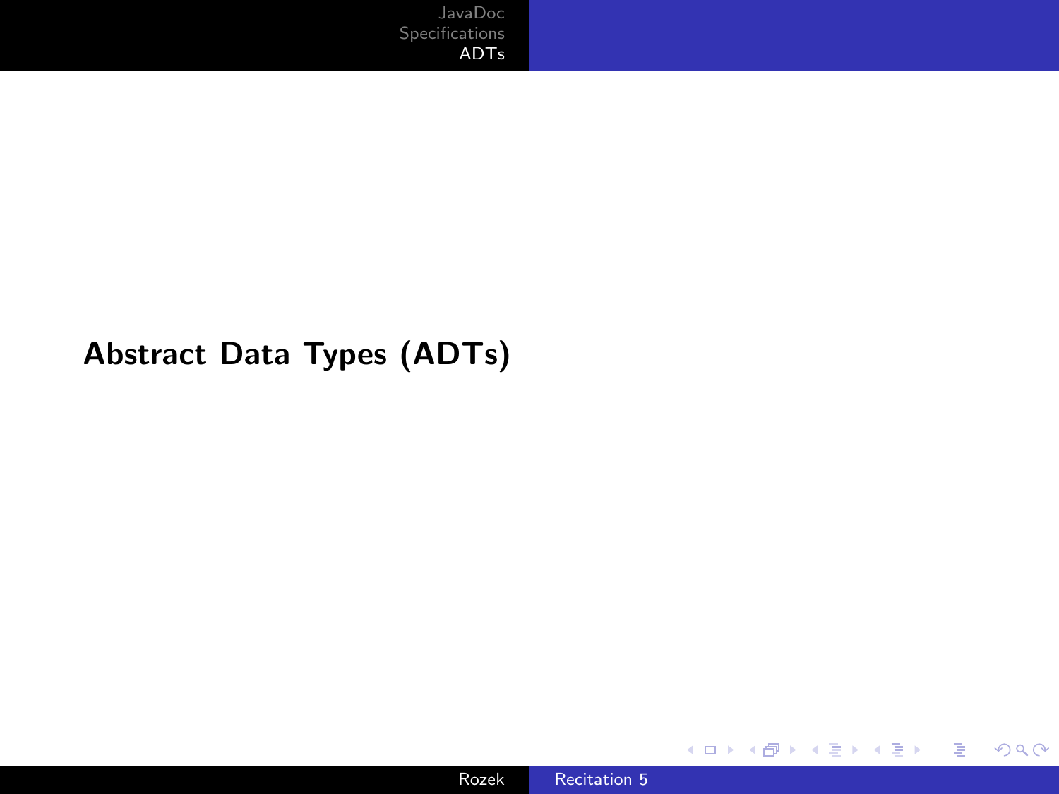# Abstract Data Types (ADTs)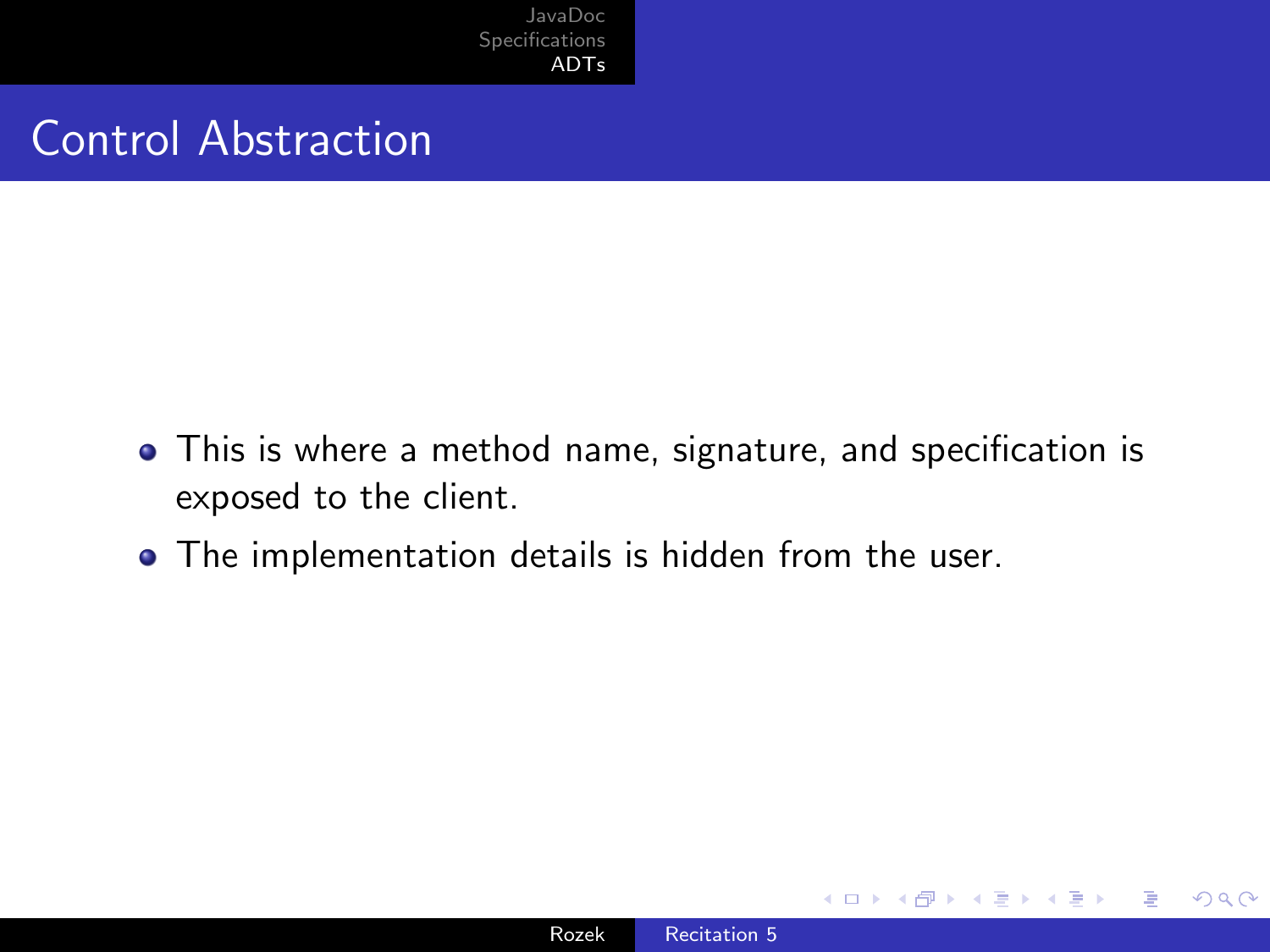# Control Abstraction

- This is where a method name, signature, and specification is exposed to the client.
- The implementation details is hidden from the user.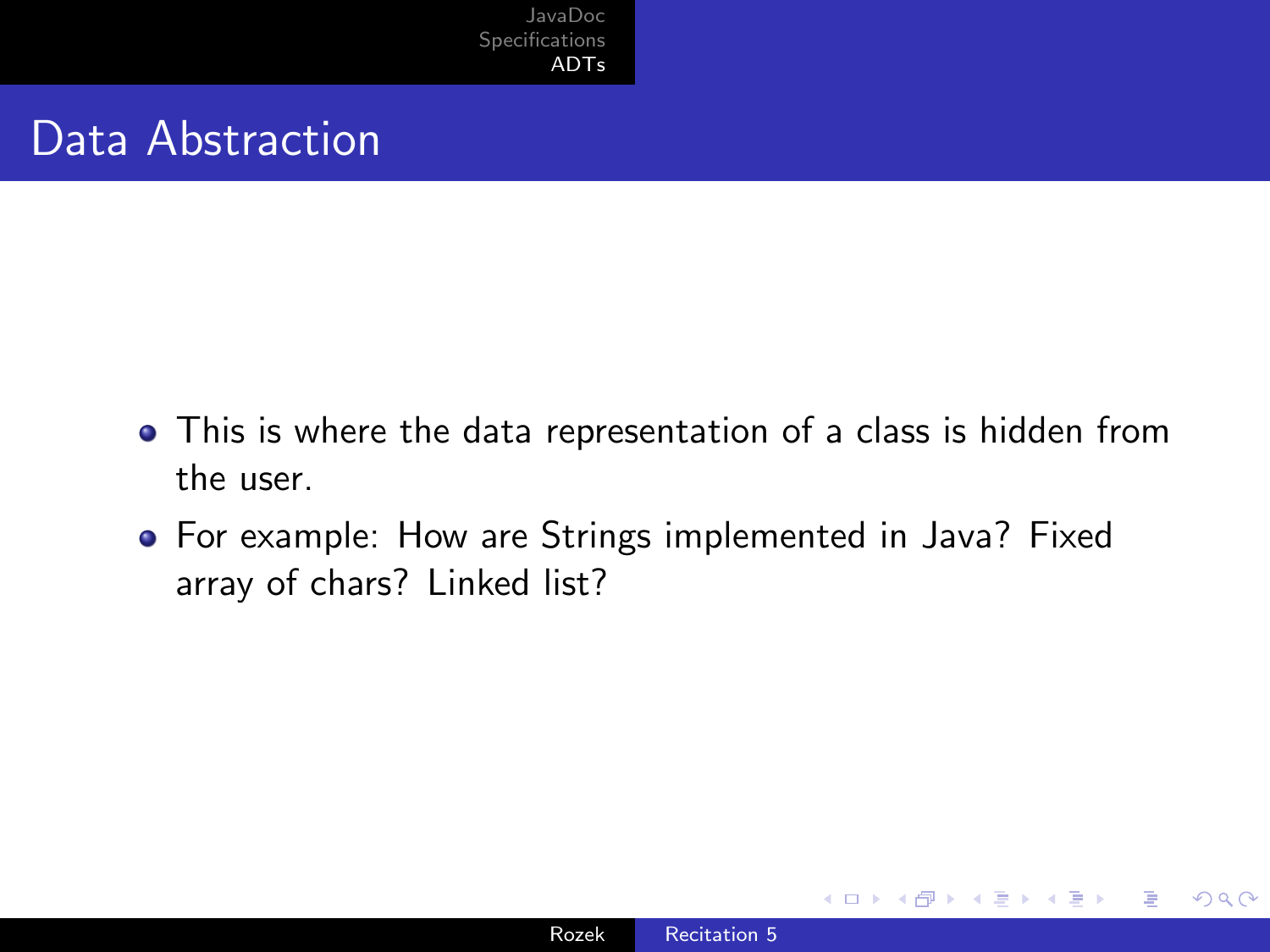# Data Abstraction

- This is where the data representation of a class is hidden from the user.
- For example: How are Strings implemented in Java? Fixed array of chars? Linked list?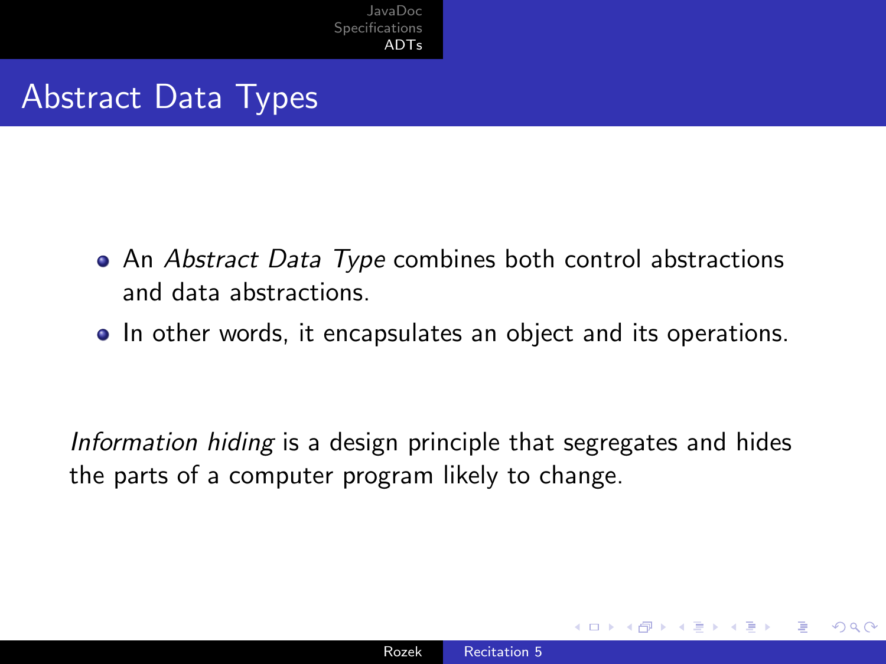# Abstract Data Types

- An *Abstract Data Type* combines both control abstractions and data abstractions.
- In other words, it encapsulates an object and its operations.

*Information hiding* is a design principle that segregates and hides the parts of a computer program likely to change.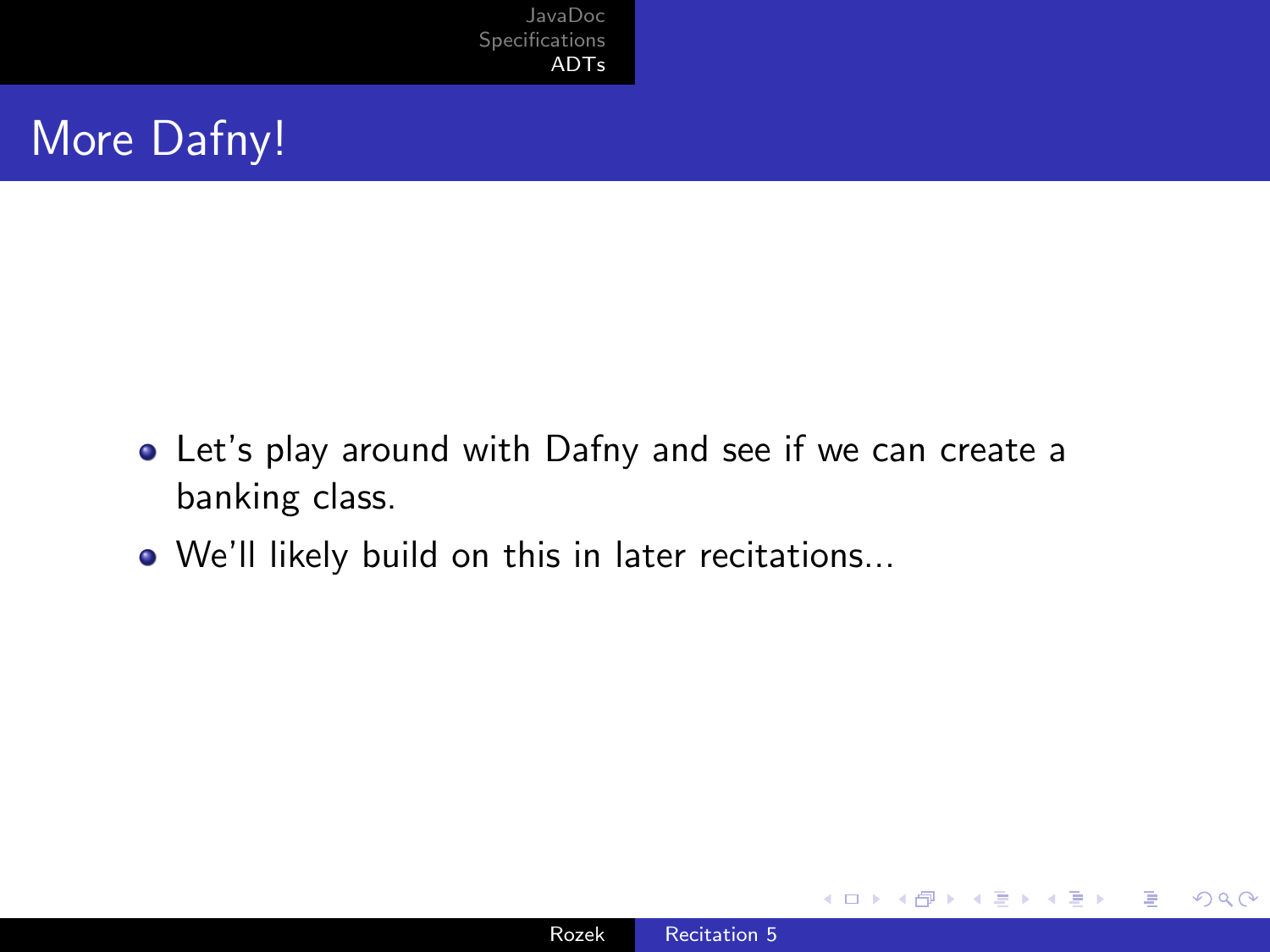# More Dafny!

- Let's play around with Dafny and see if we can create a banking class.
- We'll likely build on this in later recitations...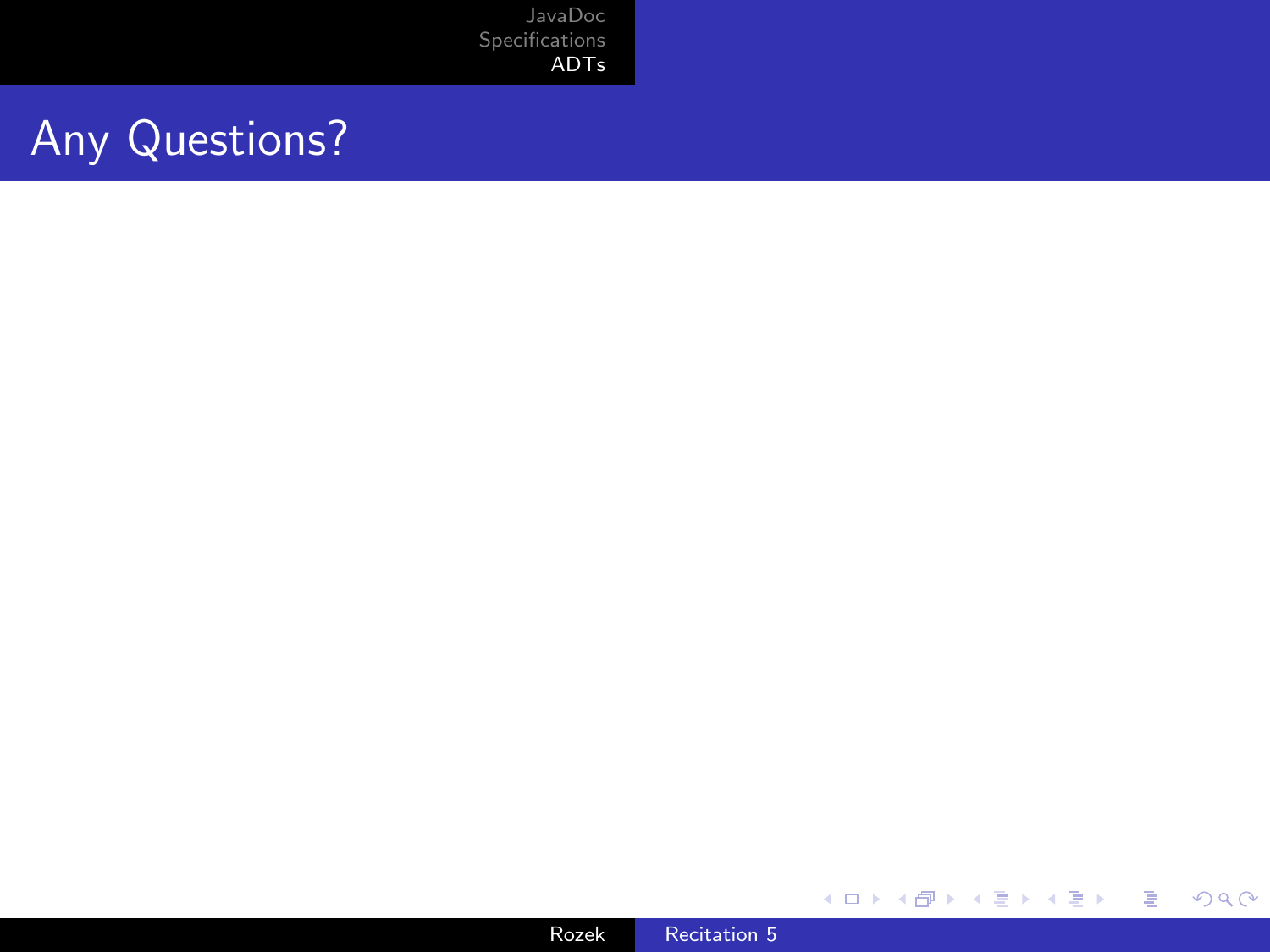# Any Questions?